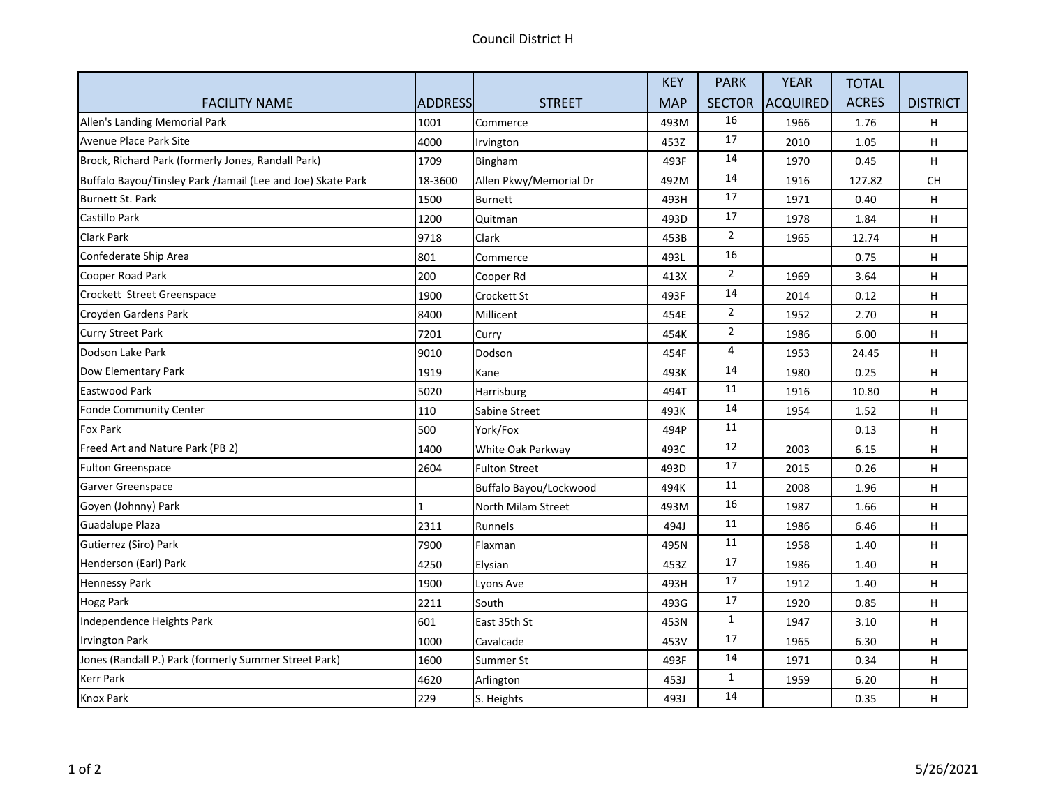# Council District H

| FACILITY NAME | ADDRESS | STREET | KEY MAP | PARK SECTOR | YEAR ACQUIRED | TOTAL ACRES | DISTRICT |
|---|---|---|---|---|---|---|---|
| Allen's Landing Memorial Park | 1001 | Commerce | 493M | 16 | 1966 | 1.76 | H |
| Avenue Place Park Site | 4000 | Irvington | 453Z | 17 | 2010 | 1.05 | H |
| Brock, Richard Park (formerly Jones, Randall Park) | 1709 | Bingham | 493F | 14 | 1970 | 0.45 | H |
| Buffalo Bayou/Tinsley Park /Jamail (Lee and Joe) Skate Park | 18-3600 | Allen Pkwy/Memorial Dr | 492M | 14 | 1916 | 127.82 | CH |
| Burnett St. Park | 1500 | Burnett | 493H | 17 | 1971 | 0.40 | H |
| Castillo Park | 1200 | Quitman | 493D | 17 | 1978 | 1.84 | H |
| Clark Park | 9718 | Clark | 453B | 2 | 1965 | 12.74 | H |
| Confederate Ship Area | 801 | Commerce | 493L | 16 | | 0.75 | H |
| Cooper Road Park | 200 | Cooper Rd | 413X | 2 | 1969 | 3.64 | H |
| Crockett Street Greenspace | 1900 | Crockett St | 493F | 14 | 2014 | 0.12 | H |
| Croyden Gardens Park | 8400 | Millicent | 454E | 2 | 1952 | 2.70 | H |
| Curry Street Park | 7201 | Curry | 454K | 2 | 1986 | 6.00 | H |
| Dodson Lake Park | 9010 | Dodson | 454F | 4 | 1953 | 24.45 | H |
| Dow Elementary Park | 1919 | Kane | 493K | 14 | 1980 | 0.25 | H |
| Eastwood Park | 5020 | Harrisburg | 494T | 11 | 1916 | 10.80 | H |
| Fonde Community Center | 110 | Sabine Street | 493K | 14 | 1954 | 1.52 | H |
| Fox Park | 500 | York/Fox | 494P | 11 | | 0.13 | H |
| Freed Art and Nature Park (PB 2) | 1400 | White Oak Parkway | 493C | 12 | 2003 | 6.15 | H |
| Fulton Greenspace | 2604 | Fulton Street | 493D | 17 | 2015 | 0.26 | H |
| Garver Greenspace | | Buffalo Bayou/Lockwood | 494K | 11 | 2008 | 1.96 | H |
| Goyen (Johnny) Park | 1 | North Milam Street | 493M | 16 | 1987 | 1.66 | H |
| Guadalupe Plaza | 2311 | Runnels | 494J | 11 | 1986 | 6.46 | H |
| Gutierrez (Siro) Park | 7900 | Flaxman | 495N | 11 | 1958 | 1.40 | H |
| Henderson (Earl) Park | 4250 | Elysian | 453Z | 17 | 1986 | 1.40 | H |
| Hennessy Park | 1900 | Lyons Ave | 493H | 17 | 1912 | 1.40 | H |
| Hogg Park | 2211 | South | 493G | 17 | 1920 | 0.85 | H |
| Independence Heights Park | 601 | East 35th St | 453N | 1 | 1947 | 3.10 | H |
| Irvington Park | 1000 | Cavalcade | 453V | 17 | 1965 | 6.30 | H |
| Jones (Randall P.) Park (formerly Summer Street Park) | 1600 | Summer St | 493F | 14 | 1971 | 0.34 | H |
| Kerr Park | 4620 | Arlington | 453J | 1 | 1959 | 6.20 | H |
| Knox Park | 229 | S. Heights | 493J | 14 | | 0.35 | H |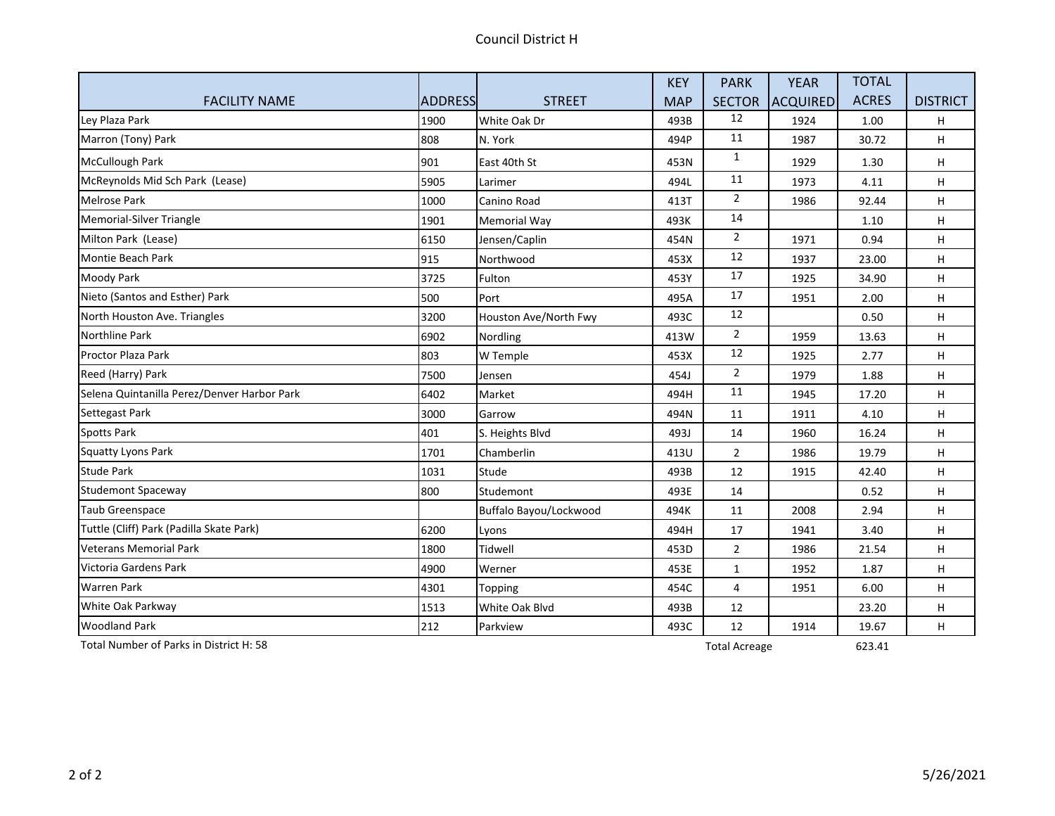# Council District H

| FACILITY NAME | ADDRESS | STREET | KEY MAP | PARK SECTOR | YEAR ACQUIRED | TOTAL ACRES | DISTRICT |
|---|---|---|---|---|---|---|---|
| Ley Plaza Park | 1900 | White Oak Dr | 493B | 12 | 1924 | 1.00 | H |
| Marron (Tony) Park | 808 | N. York | 494P | 11 | 1987 | 30.72 | H |
| McCullough Park | 901 | East 40th St | 453N | 1 | 1929 | 1.30 | H |
| McReynolds Mid Sch Park (Lease) | 5905 | Larimer | 494L | 11 | 1973 | 4.11 | H |
| Melrose Park | 1000 | Canino Road | 413T | 2 | 1986 | 92.44 | H |
| Memorial-Silver Triangle | 1901 | Memorial Way | 493K | 14 | | 1.10 | H |
| Milton Park (Lease) | 6150 | Jensen/Caplin | 454N | 2 | 1971 | 0.94 | H |
| Montie Beach Park | 915 | Northwood | 453X | 12 | 1937 | 23.00 | H |
| Moody Park | 3725 | Fulton | 453Y | 17 | 1925 | 34.90 | H |
| Nieto (Santos and Esther) Park | 500 | Port | 495A | 17 | 1951 | 2.00 | H |
| North Houston Ave. Triangles | 3200 | Houston Ave/North Fwy | 493C | 12 | | 0.50 | H |
| Northline Park | 6902 | Nordling | 413W | 2 | 1959 | 13.63 | H |
| Proctor Plaza Park | 803 | W Temple | 453X | 12 | 1925 | 2.77 | H |
| Reed (Harry) Park | 7500 | Jensen | 454J | 2 | 1979 | 1.88 | H |
| Selena Quintanilla Perez/Denver Harbor Park | 6402 | Market | 494H | 11 | 1945 | 17.20 | H |
| Settegast Park | 3000 | Garrow | 494N | 11 | 1911 | 4.10 | H |
| Spotts Park | 401 | S. Heights Blvd | 493J | 14 | 1960 | 16.24 | H |
| Squatty Lyons Park | 1701 | Chamberlin | 413U | 2 | 1986 | 19.79 | H |
| Stude Park | 1031 | Stude | 493B | 12 | 1915 | 42.40 | H |
| Studemont Spaceway | 800 | Studemont | 493E | 14 | | 0.52 | H |
| Taub Greenspace | | Buffalo Bayou/Lockwood | 494K | 11 | 2008 | 2.94 | H |
| Tuttle (Cliff) Park (Padilla Skate Park) | 6200 | Lyons | 494H | 17 | 1941 | 3.40 | H |
| Veterans Memorial Park | 1800 | Tidwell | 453D | 2 | 1986 | 21.54 | H |
| Victoria Gardens Park | 4900 | Werner | 453E | 1 | 1952 | 1.87 | H |
| Warren Park | 4301 | Topping | 454C | 4 | 1951 | 6.00 | H |
| White Oak Parkway | 1513 | White Oak Blvd | 493B | 12 | | 23.20 | H |
| Woodland Park | 212 | Parkview | 493C | 12 | 1914 | 19.67 | H |

Total Number of Parks in District H: 58

Total Acreage 623.41

5/26/2021